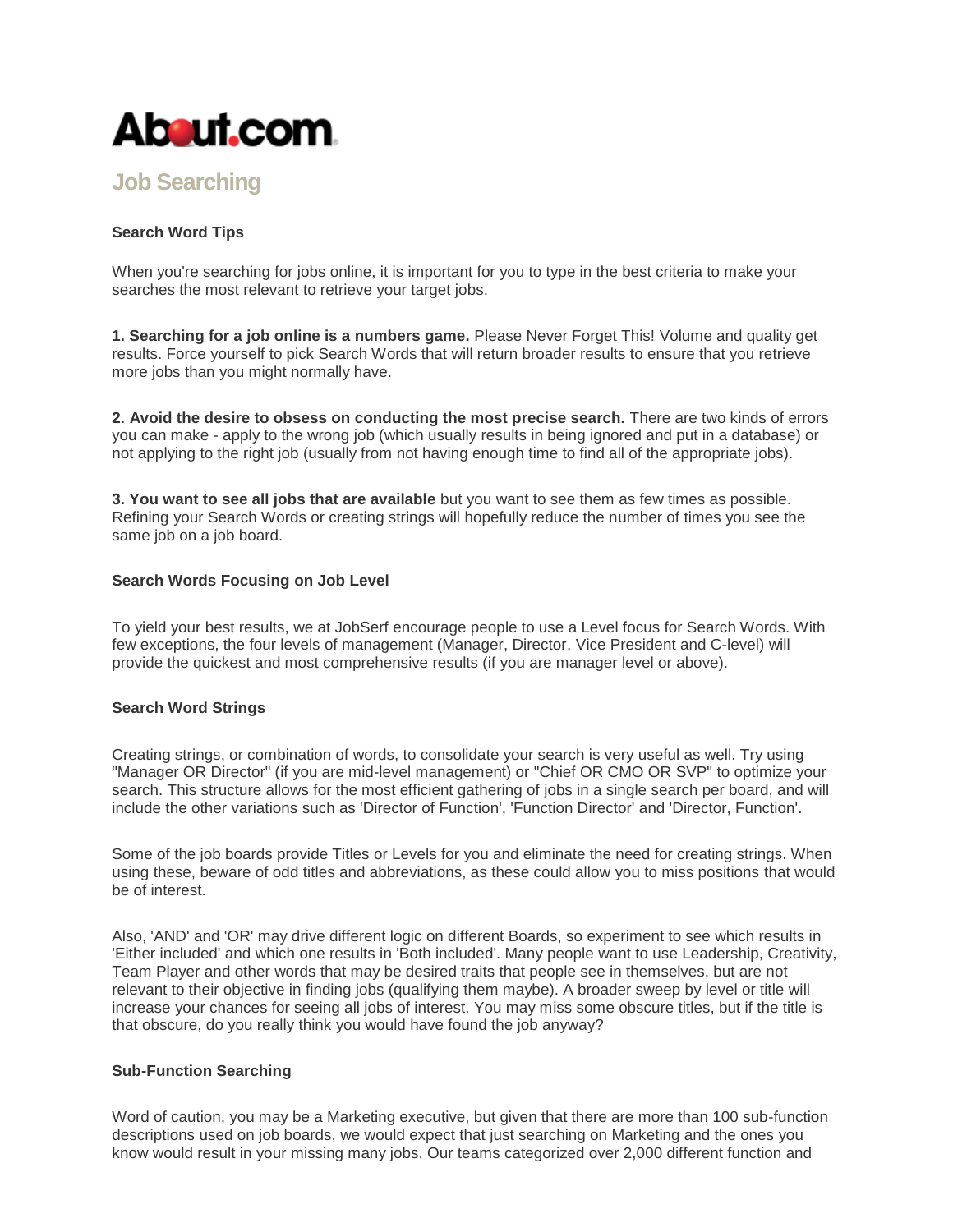# About.com

## Job Searching

### Search Word Tips

When you're searching for jobs online, it is important for you to type in the best criteria to make your searches the most relevant to retrieve your target jobs.

**1. Searching for a job online is a numbers game.** Please Never Forget This! Volume and quality get results. Force yourself to pick Search Words that will return broader results to ensure that you retrieve more jobs than you might normally have.

**2. Avoid the desire to obsess on conducting the most precise search.** There are two kinds of errors you can make - apply to the wrong job (which usually results in being ignored and put in a database) or not applying to the right job (usually from not having enough time to find all of the appropriate jobs).

**3. You want to see all jobs that are available** but you want to see them as few times as possible. Refining your Search Words or creating strings will hopefully reduce the number of times you see the same job on a job board.

### Search Words Focusing on Job Level

To yield your best results, we at JobSerf encourage people to use a Level focus for Search Words. With few exceptions, the four levels of management (Manager, Director, Vice President and C-level) will provide the quickest and most comprehensive results (if you are manager level or above).

### Search Word Strings

Creating strings, or combination of words, to consolidate your search is very useful as well. Try using "Manager OR Director" (if you are mid-level management) or "Chief OR CMO OR SVP" to optimize your search. This structure allows for the most efficient gathering of jobs in a single search per board, and will include the other variations such as 'Director of Function', 'Function Director' and 'Director, Function'.

Some of the job boards provide Titles or Levels for you and eliminate the need for creating strings. When using these, beware of odd titles and abbreviations, as these could allow you to miss positions that would be of interest.

Also, 'AND' and 'OR' may drive different logic on different Boards, so experiment to see which results in 'Either included' and which one results in 'Both included'. Many people want to use Leadership, Creativity, Team Player and other words that may be desired traits that people see in themselves, but are not relevant to their objective in finding jobs (qualifying them maybe). A broader sweep by level or title will increase your chances for seeing all jobs of interest. You may miss some obscure titles, but if the title is that obscure, do you really think you would have found the job anyway?

### Sub-Function Searching

Word of caution, you may be a Marketing executive, but given that there are more than 100 sub-function descriptions used on job boards, we would expect that just searching on Marketing and the ones you know would result in your missing many jobs. Our teams categorized over 2,000 different function and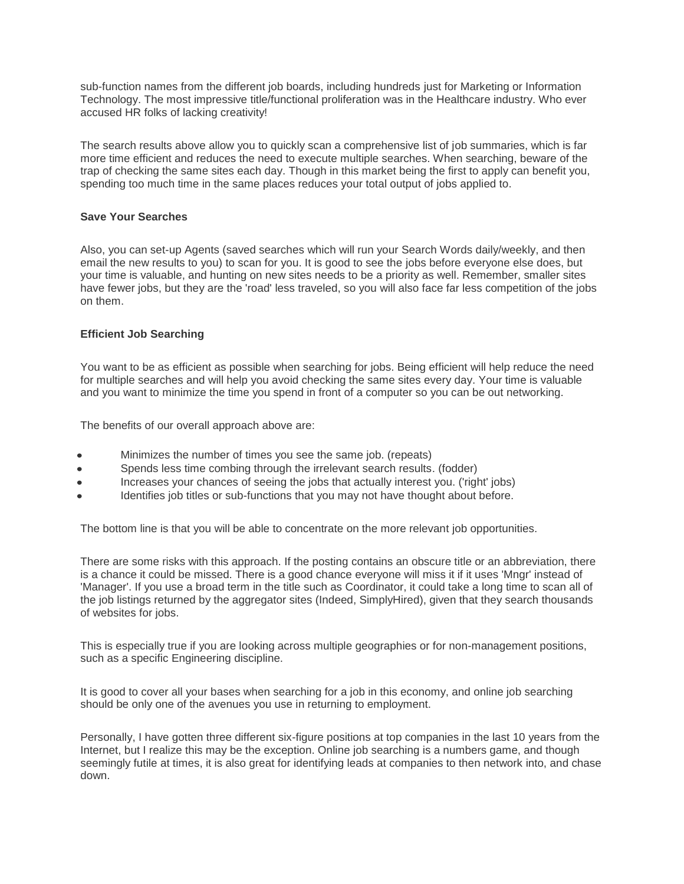sub-function names from the different job boards, including hundreds just for Marketing or Information Technology. The most impressive title/functional proliferation was in the Healthcare industry. Who ever accused HR folks of lacking creativity!

The search results above allow you to quickly scan a comprehensive list of job summaries, which is far more time efficient and reduces the need to execute multiple searches. When searching, beware of the trap of checking the same sites each day. Though in this market being the first to apply can benefit you, spending too much time in the same places reduces your total output of jobs applied to.

**Save Your Searches**

Also, you can set-up Agents (saved searches which will run your Search Words daily/weekly, and then email the new results to you) to scan for you. It is good to see the jobs before everyone else does, but your time is valuable, and hunting on new sites needs to be a priority as well. Remember, smaller sites have fewer jobs, but they are the 'road' less traveled, so you will also face far less competition of the jobs on them.

**Efficient Job Searching**

You want to be as efficient as possible when searching for jobs. Being efficient will help reduce the need for multiple searches and will help you avoid checking the same sites every day. Your time is valuable and you want to minimize the time you spend in front of a computer so you can be out networking.

The benefits of our overall approach above are:

- Minimizes the number of times you see the same job. (repeats)
- Spends less time combing through the irrelevant search results. (fodder)
- Increases your chances of seeing the jobs that actually interest you. ('right' jobs)
- Identifies job titles or sub-functions that you may not have thought about before.

The bottom line is that you will be able to concentrate on the more relevant job opportunities.

There are some risks with this approach. If the posting contains an obscure title or an abbreviation, there is a chance it could be missed. There is a good chance everyone will miss it if it uses 'Mngr' instead of 'Manager'. If you use a broad term in the title such as Coordinator, it could take a long time to scan all of the job listings returned by the aggregator sites (Indeed, SimplyHired), given that they search thousands of websites for jobs.

This is especially true if you are looking across multiple geographies or for non-management positions, such as a specific Engineering discipline.

It is good to cover all your bases when searching for a job in this economy, and online job searching should be only one of the avenues you use in returning to employment.

Personally, I have gotten three different six-figure positions at top companies in the last 10 years from the Internet, but I realize this may be the exception. Online job searching is a numbers game, and though seemingly futile at times, it is also great for identifying leads at companies to then network into, and chase down.